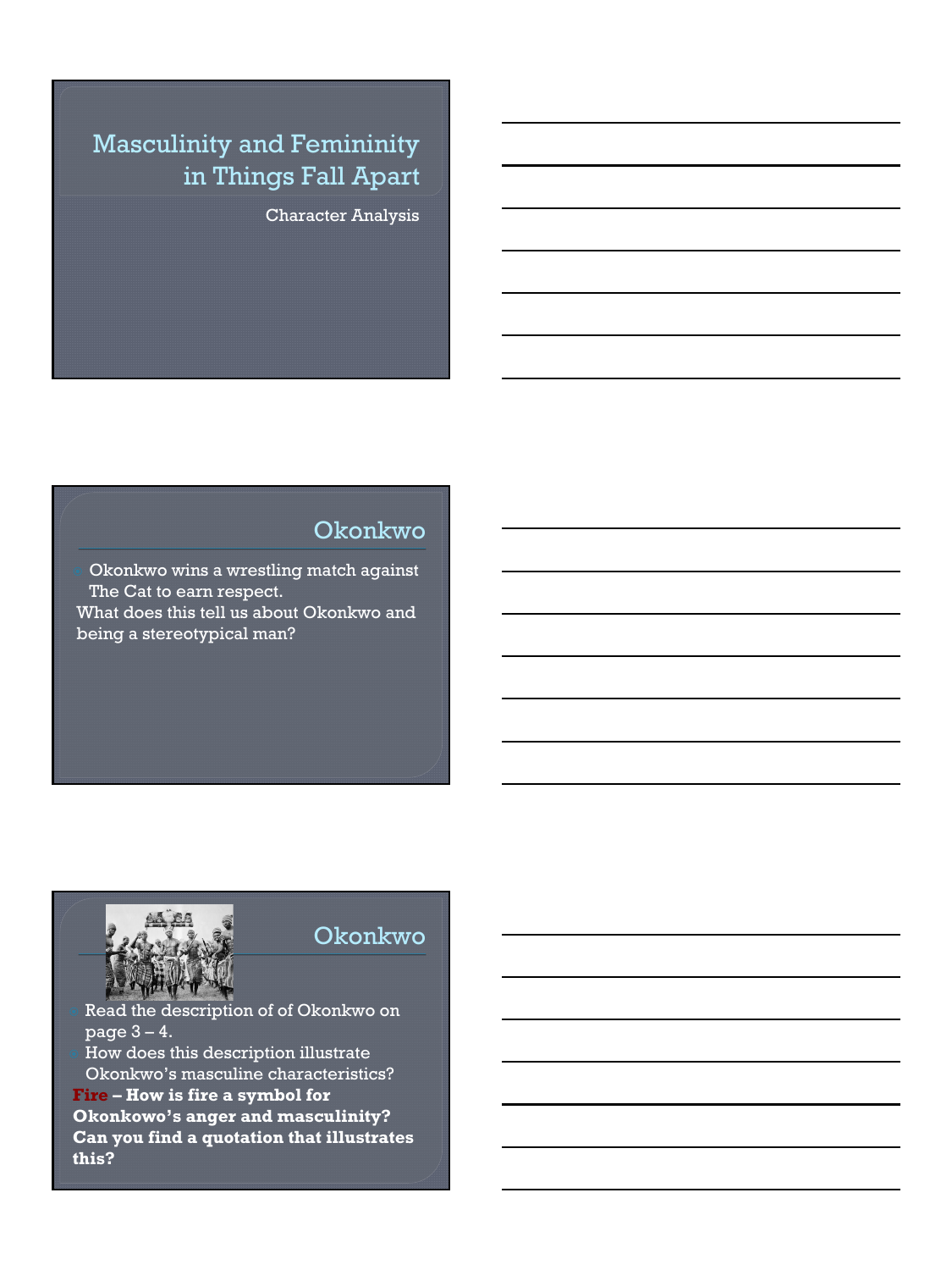# Masculinity and Femininity in Things Fall Apart

Character Analysis

## Okonkwo

- Okonkwo wins a wrestling match against The Cat to earn respect.

What does this tell us about Okonkwo and being a stereotypical man?

## Okonkwo

- Read the description of of Okonkwo on page 3 – 4.
- How does this description illustrate Okonkwo's masculine characteristics?

**Fire – How is fire a symbol for Okonkowo's anger and masculinity? Can you find a quotation that illustrates this?**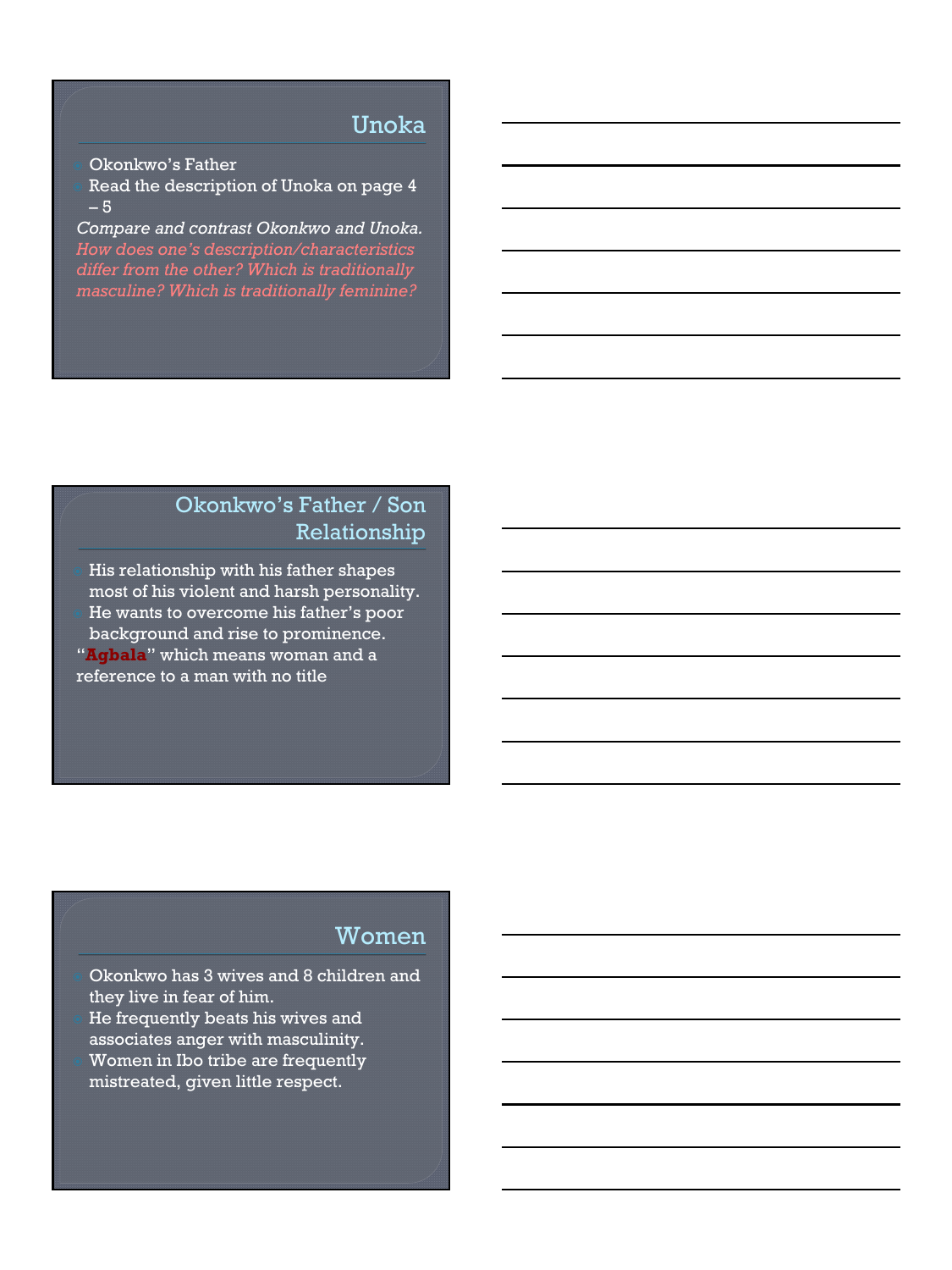## Unoka

- Okonkwo's Father
- Read the description of Unoka on page 4 – 5

*Compare and contrast Okonkwo and Unoka. How does one's description/characteristics differ from the other? Which is traditionally masculine? Which is traditionally feminine?*

## Okonkwo's Father / Son Relationship

- His relationship with his father shapes most of his violent and harsh personality.
- He wants to overcome his father's poor background and rise to prominence.

"**Agbala**" which means woman and a reference to a man with no title

## Women

- Okonkwo has 3 wives and 8 children and they live in fear of him.
- He frequently beats his wives and associates anger with masculinity.
- Women in Ibo tribe are frequently mistreated, given little respect.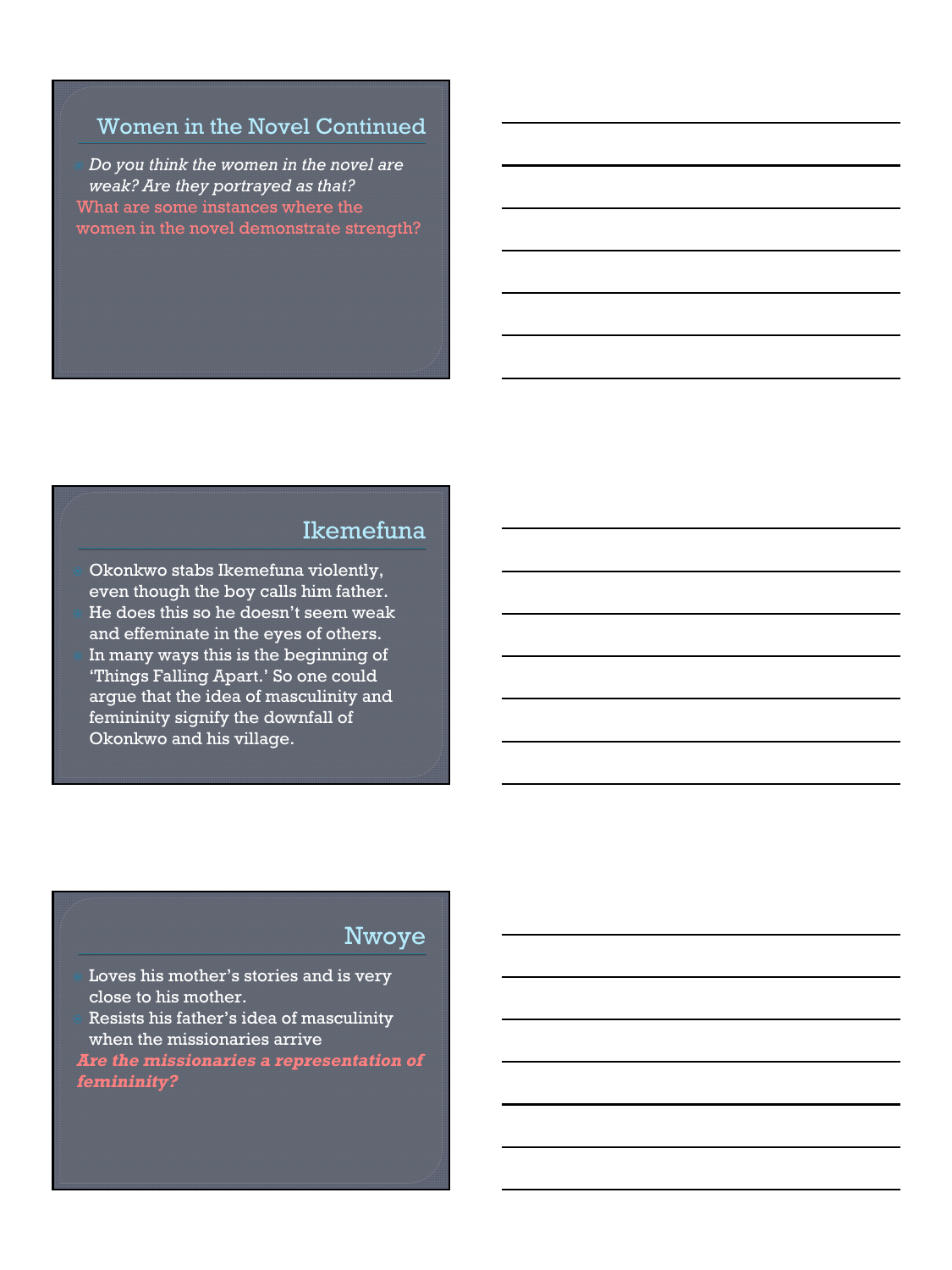## Women in the Novel Continued

- *Do you think the women in the novel are weak? Are they portrayed as that?*

What are some instances where the women in the novel demonstrate strength?

## Ikemefuna

- Okonkwo stabs Ikemefuna violently, even though the boy calls him father.
- He does this so he doesn't seem weak and effeminate in the eyes of others.
- In many ways this is the beginning of 'Things Falling Apart.' So one could argue that the idea of masculinity and femininity signify the downfall of Okonkwo and his village.

## Nwoye

- Loves his mother's stories and is very close to his mother.
- Resists his father's idea of masculinity when the missionaries arrive

***Are the missionaries a representation of femininity?***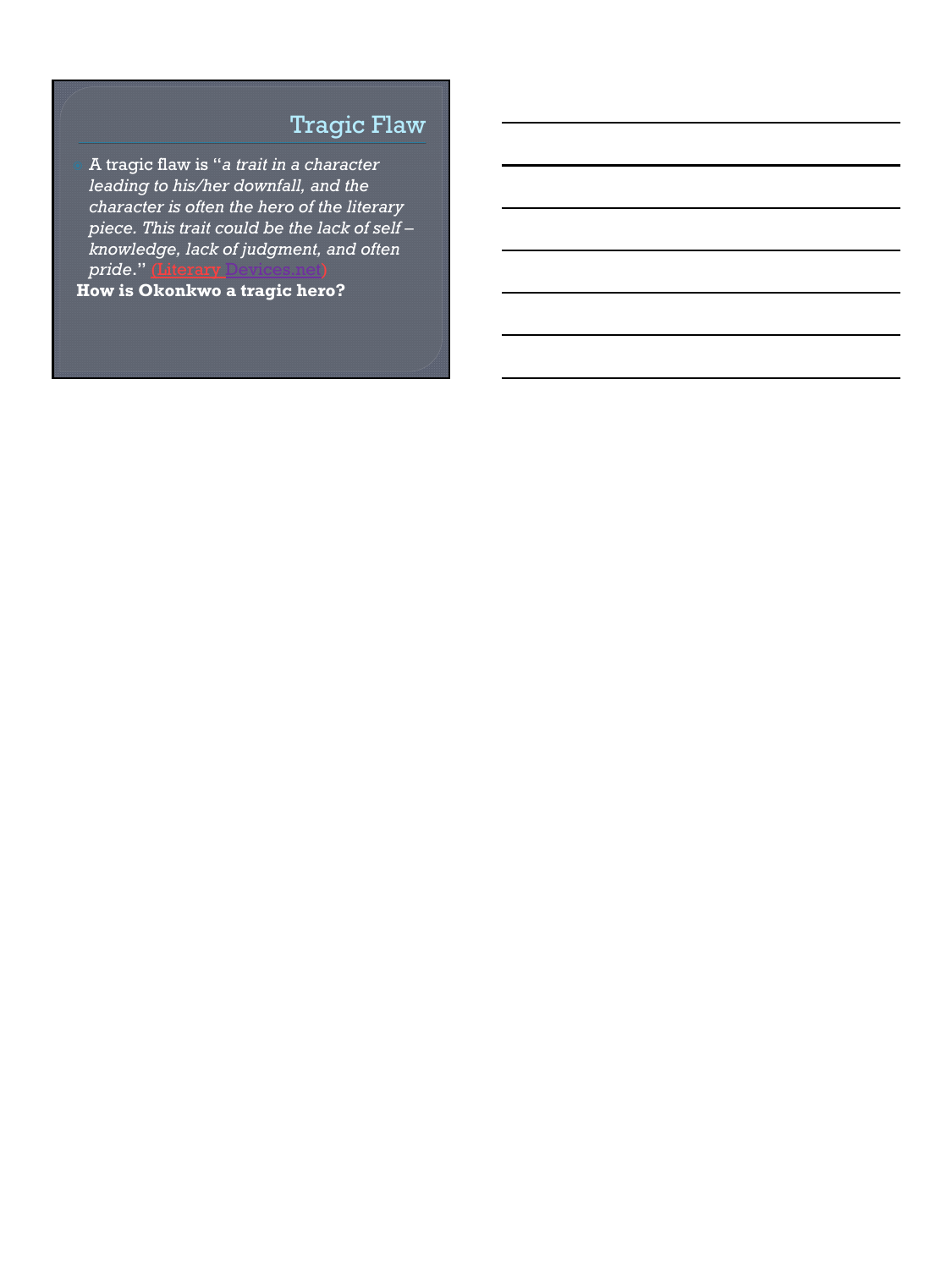## Tragic Flaw

- A tragic flaw is "*a trait in a character leading to his/her downfall, and the character is often the hero of the literary piece. This trait could be the lack of self – knowledge, lack of judgment, and often pride*." (Literary Devices.net)

**How is Okonkwo a tragic hero?**